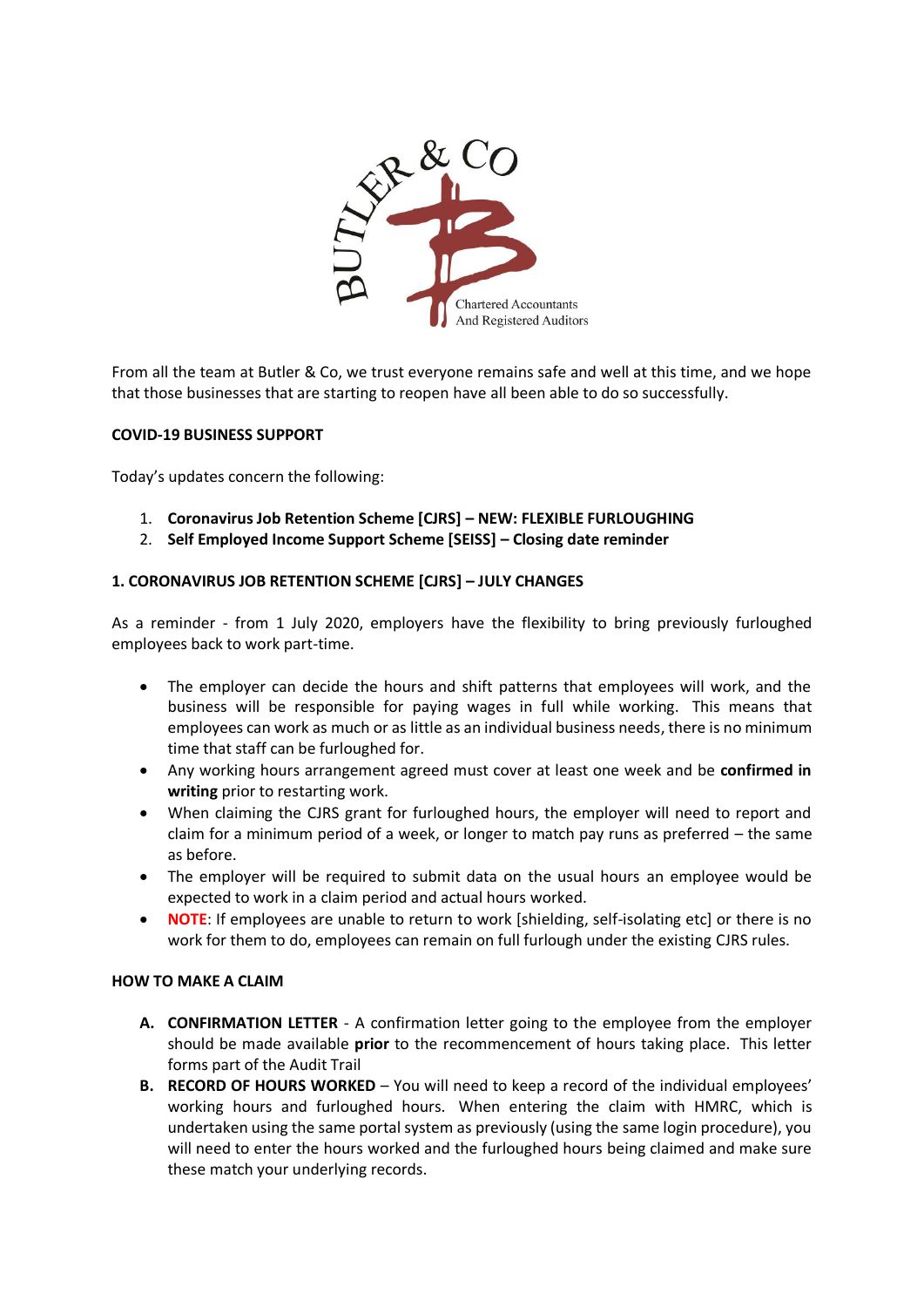BUTLER & CO

Chartered Accountants
And Registered Auditors

From all the team at Butler & Co, we trust everyone remains safe and well at this time, and we hope that those businesses that are starting to reopen have all been able to do so successfully.

**COVID-19 BUSINESS SUPPORT**

Today's updates concern the following:

1. **Coronavirus Job Retention Scheme [CJRS] – NEW: FLEXIBLE FURLOUGHING**
2. **Self Employed Income Support Scheme [SEISS] – Closing date reminder**

**1. CORONAVIRUS JOB RETENTION SCHEME [CJRS] – JULY CHANGES**

As a reminder - from 1 July 2020, employers have the flexibility to bring previously furloughed employees back to work part-time.

- The employer can decide the hours and shift patterns that employees will work, and the business will be responsible for paying wages in full while working. This means that employees can work as much or as little as an individual business needs, there is no minimum time that staff can be furloughed for.
- Any working hours arrangement agreed must cover at least one week and be **confirmed in writing** prior to restarting work.
- When claiming the CJRS grant for furloughed hours, the employer will need to report and claim for a minimum period of a week, or longer to match pay runs as preferred – the same as before.
- The employer will be required to submit data on the usual hours an employee would be expected to work in a claim period and actual hours worked.
- **NOTE**: If employees are unable to return to work [shielding, self-isolating etc] or there is no work for them to do, employees can remain on full furlough under the existing CJRS rules.

**HOW TO MAKE A CLAIM**

A. **CONFIRMATION LETTER** - A confirmation letter going to the employee from the employer should be made available **prior** to the recommencement of hours taking place. This letter forms part of the Audit Trail
B. **RECORD OF HOURS WORKED** – You will need to keep a record of the individual employees' working hours and furloughed hours. When entering the claim with HMRC, which is undertaken using the same portal system as previously (using the same login procedure), you will need to enter the hours worked and the furloughed hours being claimed and make sure these match your underlying records.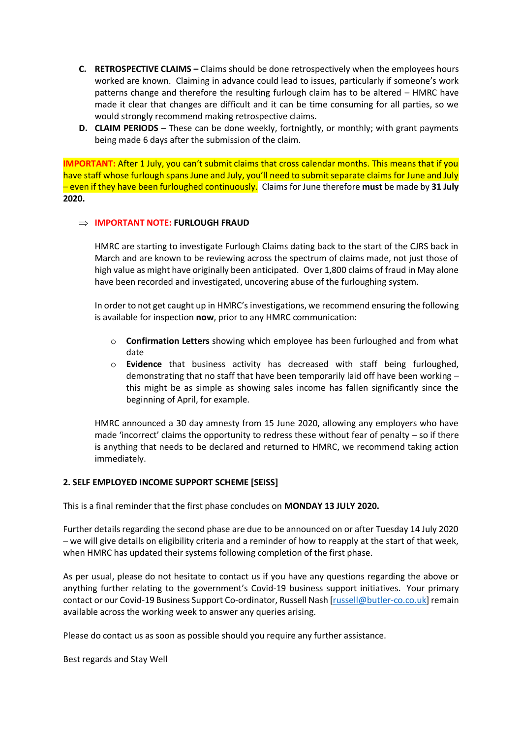C. **RETROSPECTIVE CLAIMS –** Claims should be done retrospectively when the employees hours worked are known. Claiming in advance could lead to issues, particularly if someone's work patterns change and therefore the resulting furlough claim has to be altered – HMRC have made it clear that changes are difficult and it can be time consuming for all parties, so we would strongly recommend making retrospective claims.

D. **CLAIM PERIODS** – These can be done weekly, fortnightly, or monthly; with grant payments being made 6 days after the submission of the claim.

**IMPORTANT:** After 1 July, you can't submit claims that cross calendar months. This means that if you have staff whose furlough spans June and July, you'll need to submit separate claims for June and July – even if they have been furloughed continuously. Claims for June therefore **must** be made by **31 July 2020.**

⇒ **IMPORTANT NOTE: FURLOUGH FRAUD**

HMRC are starting to investigate Furlough Claims dating back to the start of the CJRS back in March and are known to be reviewing across the spectrum of claims made, not just those of high value as might have originally been anticipated. Over 1,800 claims of fraud in May alone have been recorded and investigated, uncovering abuse of the furloughing system.

In order to not get caught up in HMRC's investigations, we recommend ensuring the following is available for inspection **now**, prior to any HMRC communication:

- **Confirmation Letters** showing which employee has been furloughed and from what date
- **Evidence** that business activity has decreased with staff being furloughed, demonstrating that no staff that have been temporarily laid off have been working – this might be as simple as showing sales income has fallen significantly since the beginning of April, for example.

HMRC announced a 30 day amnesty from 15 June 2020, allowing any employers who have made 'incorrect' claims the opportunity to redress these without fear of penalty – so if there is anything that needs to be declared and returned to HMRC, we recommend taking action immediately.

**2. SELF EMPLOYED INCOME SUPPORT SCHEME [SEISS]**

This is a final reminder that the first phase concludes on **MONDAY 13 JULY 2020.**

Further details regarding the second phase are due to be announced on or after Tuesday 14 July 2020 – we will give details on eligibility criteria and a reminder of how to reapply at the start of that week, when HMRC has updated their systems following completion of the first phase.

As per usual, please do not hesitate to contact us if you have any questions regarding the above or anything further relating to the government's Covid-19 business support initiatives. Your primary contact or our Covid-19 Business Support Co-ordinator, Russell Nash [russell@butler-co.co.uk] remain available across the working week to answer any queries arising.

Please do contact us as soon as possible should you require any further assistance.

Best regards and Stay Well